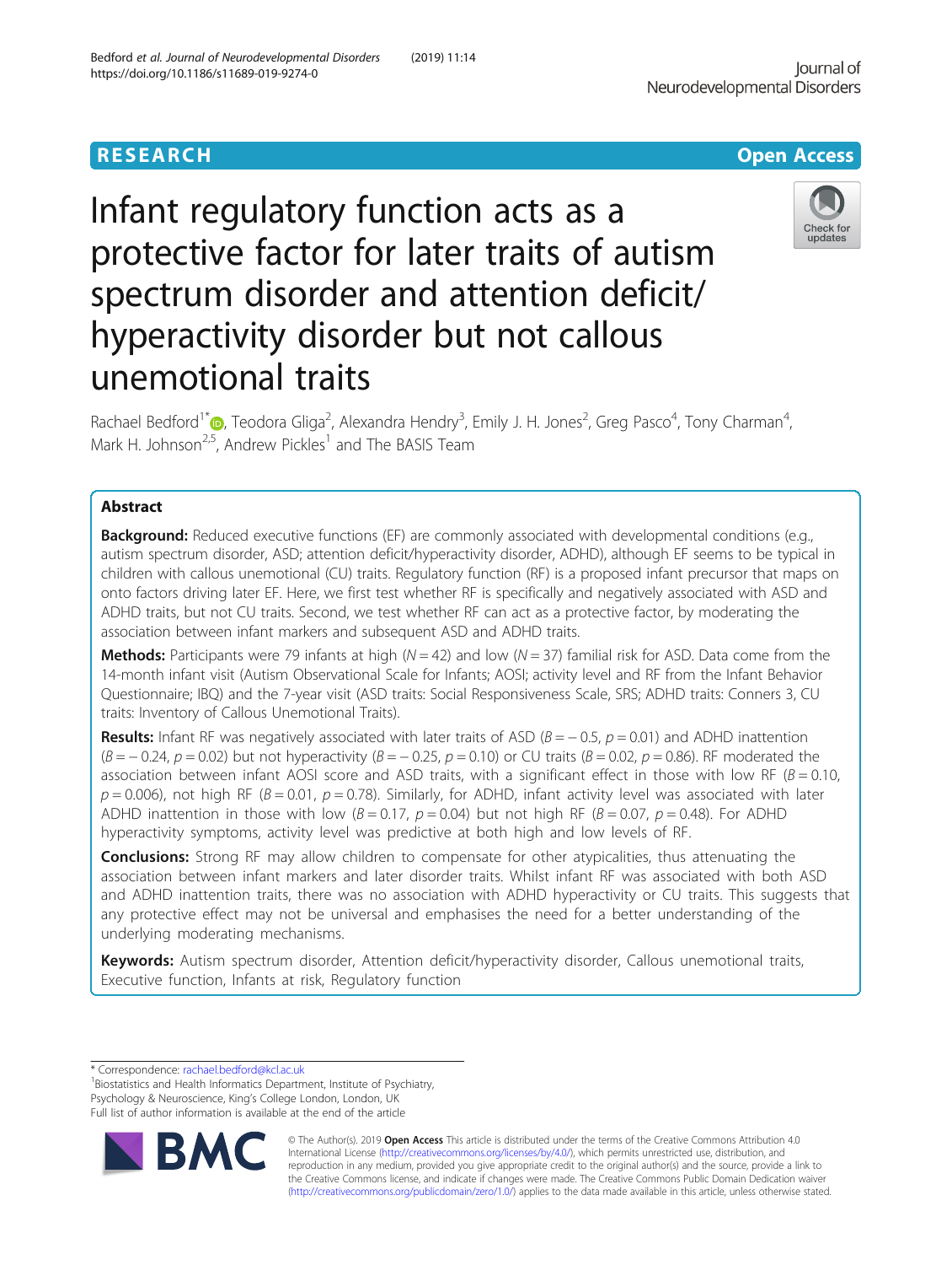RESEARCH

Open Access

# Infant regulatory function acts as a protective factor for later traits of autism spectrum disorder and attention deficit/hyperactivity disorder but not callous unemotional traits

Rachael Bedford[1*], Teodora Gliga[2], Alexandra Hendry[3], Emily J. H. Jones[2], Greg Pasco[4], Tony Charman[4], Mark H. Johnson[2,5], Andrew Pickles[1] and The BASIS Team

## Abstract

**Background:** Reduced executive functions (EF) are commonly associated with developmental conditions (e.g., autism spectrum disorder, ASD; attention deficit/hyperactivity disorder, ADHD), although EF seems to be typical in children with callous unemotional (CU) traits. Regulatory function (RF) is a proposed infant precursor that maps on onto factors driving later EF. Here, we first test whether RF is specifically and negatively associated with ASD and ADHD traits, but not CU traits. Second, we test whether RF can act as a protective factor, by moderating the association between infant markers and subsequent ASD and ADHD traits.

**Methods:** Participants were 79 infants at high ($N = 42$) and low ($N = 37$) familial risk for ASD. Data come from the 14-month infant visit (Autism Observational Scale for Infants; AOSI; activity level and RF from the Infant Behavior Questionnaire; IBQ) and the 7-year visit (ASD traits: Social Responsiveness Scale, SRS; ADHD traits: Conners 3, CU traits: Inventory of Callous Unemotional Traits).

**Results:** Infant RF was negatively associated with later traits of ASD ($B = -0.5$, $p = 0.01$) and ADHD inattention ($B = -0.24$, $p = 0.02$) but not hyperactivity ($B = -0.25$, $p = 0.10$) or CU traits ($B = 0.02$, $p = 0.86$). RF moderated the association between infant AOSI score and ASD traits, with a significant effect in those with low RF ($B = 0.10$, $p = 0.006$), not high RF ($B = 0.01$, $p = 0.78$). Similarly, for ADHD, infant activity level was associated with later ADHD inattention in those with low ($B = 0.17$, $p = 0.04$) but not high RF ($B = 0.07$, $p = 0.48$). For ADHD hyperactivity symptoms, activity level was predictive at both high and low levels of RF.

**Conclusions:** Strong RF may allow children to compensate for other atypicalities, thus attenuating the association between infant markers and later disorder traits. Whilst infant RF was associated with both ASD and ADHD inattention traits, there was no association with ADHD hyperactivity or CU traits. This suggests that any protective effect may not be universal and emphasises the need for a better understanding of the underlying moderating mechanisms.

**Keywords:** Autism spectrum disorder, Attention deficit/hyperactivity disorder, Callous unemotional traits, Executive function, Infants at risk, Regulatory function

---

\* Correspondence: rachael.bedford@kcl.ac.uk
[1]Biostatistics and Health Informatics Department, Institute of Psychiatry, Psychology & Neuroscience, King's College London, London, UK
Full list of author information is available at the end of the article

© The Author(s). 2019 **Open Access** This article is distributed under the terms of the Creative Commons Attribution 4.0 International License (http://creativecommons.org/licenses/by/4.0/), which permits unrestricted use, distribution, and reproduction in any medium, provided you give appropriate credit to the original author(s) and the source, provide a link to the Creative Commons license, and indicate if changes were made. The Creative Commons Public Domain Dedication waiver (http://creativecommons.org/publicdomain/zero/1.0/) applies to the data made available in this article, unless otherwise stated.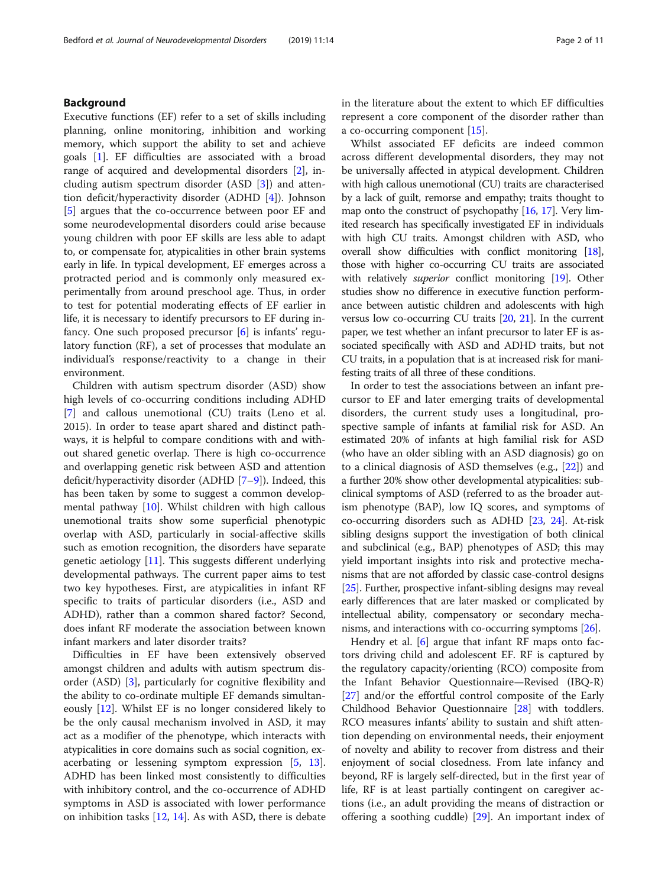## Background

Executive functions (EF) refer to a set of skills including planning, online monitoring, inhibition and working memory, which support the ability to set and achieve goals [1]. EF difficulties are associated with a broad range of acquired and developmental disorders [2], including autism spectrum disorder (ASD [3]) and attention deficit/hyperactivity disorder (ADHD [4]). Johnson [5] argues that the co-occurrence between poor EF and some neurodevelopmental disorders could arise because young children with poor EF skills are less able to adapt to, or compensate for, atypicalities in other brain systems early in life. In typical development, EF emerges across a protracted period and is commonly only measured experimentally from around preschool age. Thus, in order to test for potential moderating effects of EF earlier in life, it is necessary to identify precursors to EF during infancy. One such proposed precursor [6] is infants' regulatory function (RF), a set of processes that modulate an individual's response/reactivity to a change in their environment.

Children with autism spectrum disorder (ASD) show high levels of co-occurring conditions including ADHD [7] and callous unemotional (CU) traits (Leno et al. 2015). In order to tease apart shared and distinct pathways, it is helpful to compare conditions with and without shared genetic overlap. There is high co-occurrence and overlapping genetic risk between ASD and attention deficit/hyperactivity disorder (ADHD [7–9]). Indeed, this has been taken by some to suggest a common developmental pathway [10]. Whilst children with high callous unemotional traits show some superficial phenotypic overlap with ASD, particularly in social-affective skills such as emotion recognition, the disorders have separate genetic aetiology [11]. This suggests different underlying developmental pathways. The current paper aims to test two key hypotheses. First, are atypicalities in infant RF specific to traits of particular disorders (i.e., ASD and ADHD), rather than a common shared factor? Second, does infant RF moderate the association between known infant markers and later disorder traits?

Difficulties in EF have been extensively observed amongst children and adults with autism spectrum disorder (ASD) [3], particularly for cognitive flexibility and the ability to co-ordinate multiple EF demands simultaneously [12]. Whilst EF is no longer considered likely to be the only causal mechanism involved in ASD, it may act as a modifier of the phenotype, which interacts with atypicalities in core domains such as social cognition, exacerbating or lessening symptom expression [5, 13]. ADHD has been linked most consistently to difficulties with inhibitory control, and the co-occurrence of ADHD symptoms in ASD is associated with lower performance on inhibition tasks [12, 14]. As with ASD, there is debate in the literature about the extent to which EF difficulties represent a core component of the disorder rather than a co-occurring component [15].

Whilst associated EF deficits are indeed common across different developmental disorders, they may not be universally affected in atypical development. Children with high callous unemotional (CU) traits are characterised by a lack of guilt, remorse and empathy; traits thought to map onto the construct of psychopathy [16, 17]. Very limited research has specifically investigated EF in individuals with high CU traits. Amongst children with ASD, who overall show difficulties with conflict monitoring [18], those with higher co-occurring CU traits are associated with relatively *superior* conflict monitoring [19]. Other studies show no difference in executive function performance between autistic children and adolescents with high versus low co-occurring CU traits [20, 21]. In the current paper, we test whether an infant precursor to later EF is associated specifically with ASD and ADHD traits, but not CU traits, in a population that is at increased risk for manifesting traits of all three of these conditions.

In order to test the associations between an infant precursor to EF and later emerging traits of developmental disorders, the current study uses a longitudinal, prospective sample of infants at familial risk for ASD. An estimated 20% of infants at high familial risk for ASD (who have an older sibling with an ASD diagnosis) go on to a clinical diagnosis of ASD themselves (e.g., [22]) and a further 20% show other developmental atypicalities: subclinical symptoms of ASD (referred to as the broader autism phenotype (BAP), low IQ scores, and symptoms of co-occurring disorders such as ADHD [23, 24]. At-risk sibling designs support the investigation of both clinical and subclinical (e.g., BAP) phenotypes of ASD; this may yield important insights into risk and protective mechanisms that are not afforded by classic case-control designs [25]. Further, prospective infant-sibling designs may reveal early differences that are later masked or complicated by intellectual ability, compensatory or secondary mechanisms, and interactions with co-occurring symptoms [26].

Hendry et al. [6] argue that infant RF maps onto factors driving child and adolescent EF. RF is captured by the regulatory capacity/orienting (RCO) composite from the Infant Behavior Questionnaire—Revised (IBQ-R) [27] and/or the effortful control composite of the Early Childhood Behavior Questionnaire [28] with toddlers. RCO measures infants' ability to sustain and shift attention depending on environmental needs, their enjoyment of novelty and ability to recover from distress and their enjoyment of social closedness. From late infancy and beyond, RF is largely self-directed, but in the first year of life, RF is at least partially contingent on caregiver actions (i.e., an adult providing the means of distraction or offering a soothing cuddle) [29]. An important index of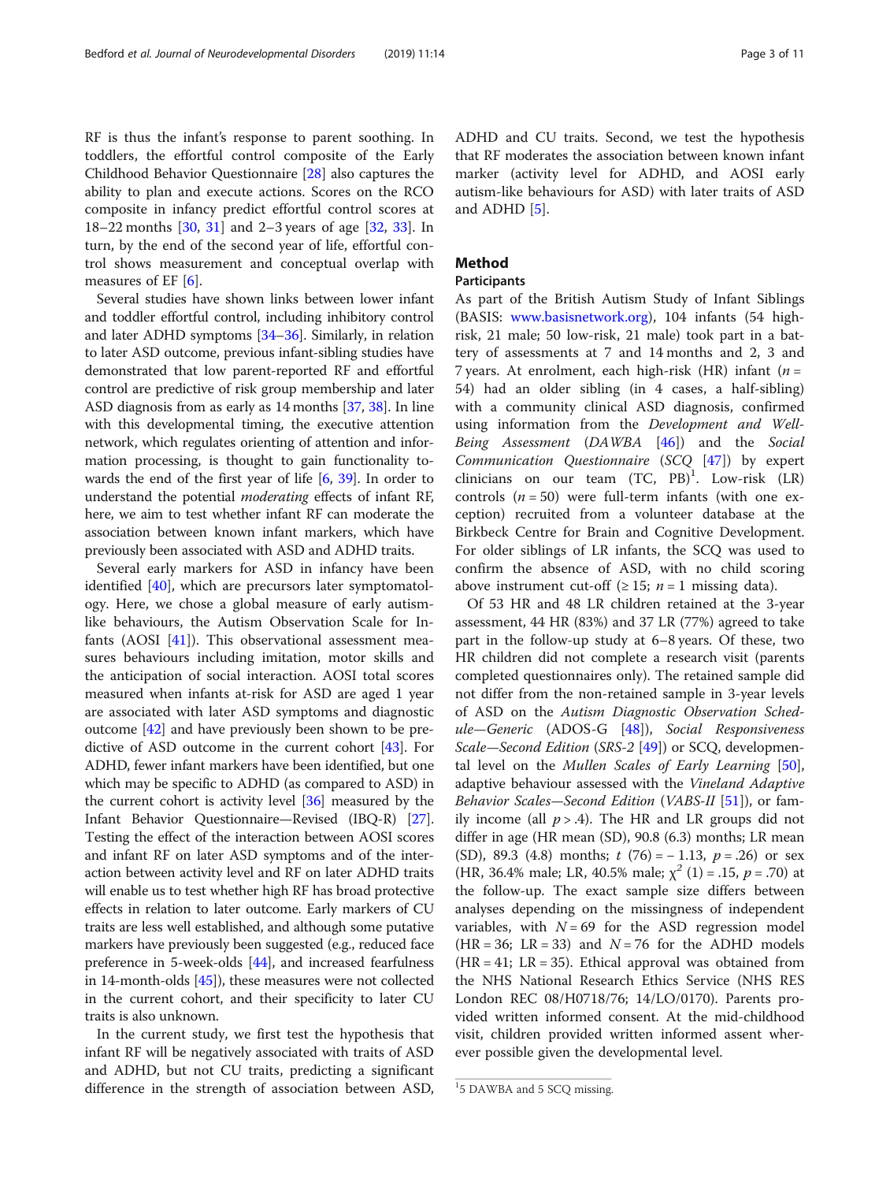RF is thus the infant's response to parent soothing. In toddlers, the effortful control composite of the Early Childhood Behavior Questionnaire [28] also captures the ability to plan and execute actions. Scores on the RCO composite in infancy predict effortful control scores at 18–22 months [30, 31] and 2–3 years of age [32, 33]. In turn, by the end of the second year of life, effortful control shows measurement and conceptual overlap with measures of EF [6].

Several studies have shown links between lower infant and toddler effortful control, including inhibitory control and later ADHD symptoms [34–36]. Similarly, in relation to later ASD outcome, previous infant-sibling studies have demonstrated that low parent-reported RF and effortful control are predictive of risk group membership and later ASD diagnosis from as early as 14 months [37, 38]. In line with this developmental timing, the executive attention network, which regulates orienting of attention and information processing, is thought to gain functionality towards the end of the first year of life [6, 39]. In order to understand the potential *moderating* effects of infant RF, here, we aim to test whether infant RF can moderate the association between known infant markers, which have previously been associated with ASD and ADHD traits.

Several early markers for ASD in infancy have been identified [40], which are precursors later symptomatology. Here, we chose a global measure of early autism-like behaviours, the Autism Observation Scale for Infants (AOSI [41]). This observational assessment measures behaviours including imitation, motor skills and the anticipation of social interaction. AOSI total scores measured when infants at-risk for ASD are aged 1 year are associated with later ASD symptoms and diagnostic outcome [42] and have previously been shown to be predictive of ASD outcome in the current cohort [43]. For ADHD, fewer infant markers have been identified, but one which may be specific to ADHD (as compared to ASD) in the current cohort is activity level [36] measured by the Infant Behavior Questionnaire—Revised (IBQ-R) [27]. Testing the effect of the interaction between AOSI scores and infant RF on later ASD symptoms and of the interaction between activity level and RF on later ADHD traits will enable us to test whether high RF has broad protective effects in relation to later outcome. Early markers of CU traits are less well established, and although some putative markers have previously been suggested (e.g., reduced face preference in 5-week-olds [44], and increased fearfulness in 14-month-olds [45]), these measures were not collected in the current cohort, and their specificity to later CU traits is also unknown.

In the current study, we first test the hypothesis that infant RF will be negatively associated with traits of ASD and ADHD, but not CU traits, predicting a significant difference in the strength of association between ASD, ADHD and CU traits. Second, we test the hypothesis that RF moderates the association between known infant marker (activity level for ADHD, and AOSI early autism-like behaviours for ASD) with later traits of ASD and ADHD [5].

## Method

### Participants

As part of the British Autism Study of Infant Siblings (BASIS: www.basisnetwork.org), 104 infants (54 high-risk, 21 male; 50 low-risk, 21 male) took part in a battery of assessments at 7 and 14 months and 2, 3 and 7 years. At enrolment, each high-risk (HR) infant ($n$ = 54) had an older sibling (in 4 cases, a half-sibling) with a community clinical ASD diagnosis, confirmed using information from the *Development and Well-Being Assessment* (*DAWBA* [46]) and the *Social Communication Questionnaire* (*SCQ* [47]) by expert clinicians on our team (TC, PB)[1]. Low-risk (LR) controls ($n$ = 50) were full-term infants (with one exception) recruited from a volunteer database at the Birkbeck Centre for Brain and Cognitive Development. For older siblings of LR infants, the SCQ was used to confirm the absence of ASD, with no child scoring above instrument cut-off (≥ 15; $n$ = 1 missing data).

Of 53 HR and 48 LR children retained at the 3-year assessment, 44 HR (83%) and 37 LR (77%) agreed to take part in the follow-up study at 6–8 years. Of these, two HR children did not complete a research visit (parents completed questionnaires only). The retained sample did not differ from the non-retained sample in 3-year levels of ASD on the *Autism Diagnostic Observation Schedule—Generic* (ADOS-G [48]), *Social Responsiveness Scale—Second Edition* (*SRS-2* [49]) or SCQ, developmental level on the *Mullen Scales of Early Learning* [50], adaptive behaviour assessed with the *Vineland Adaptive Behavior Scales—Second Edition* (*VABS-II* [51]), or family income (all $p > .4$). The HR and LR groups did not differ in age (HR mean (SD), 90.8 (6.3) months; LR mean (SD), 89.3 (4.8) months; $t$ (76) = − 1.13, $p$ = .26) or sex (HR, 36.4% male; LR, 40.5% male; $\chi^2$ (1) = .15, $p$ = .70) at the follow-up. The exact sample size differs between analyses depending on the missingness of independent variables, with $N$ = 69 for the ASD regression model (HR = 36; LR = 33) and $N$ = 76 for the ADHD models (HR = 41; LR = 35). Ethical approval was obtained from the NHS National Research Ethics Service (NHS RES London REC 08/H0718/76; 14/LO/0170). Parents provided written informed consent. At the mid-childhood visit, children provided written informed assent wherever possible given the developmental level.

[1] 5 DAWBA and 5 SCQ missing.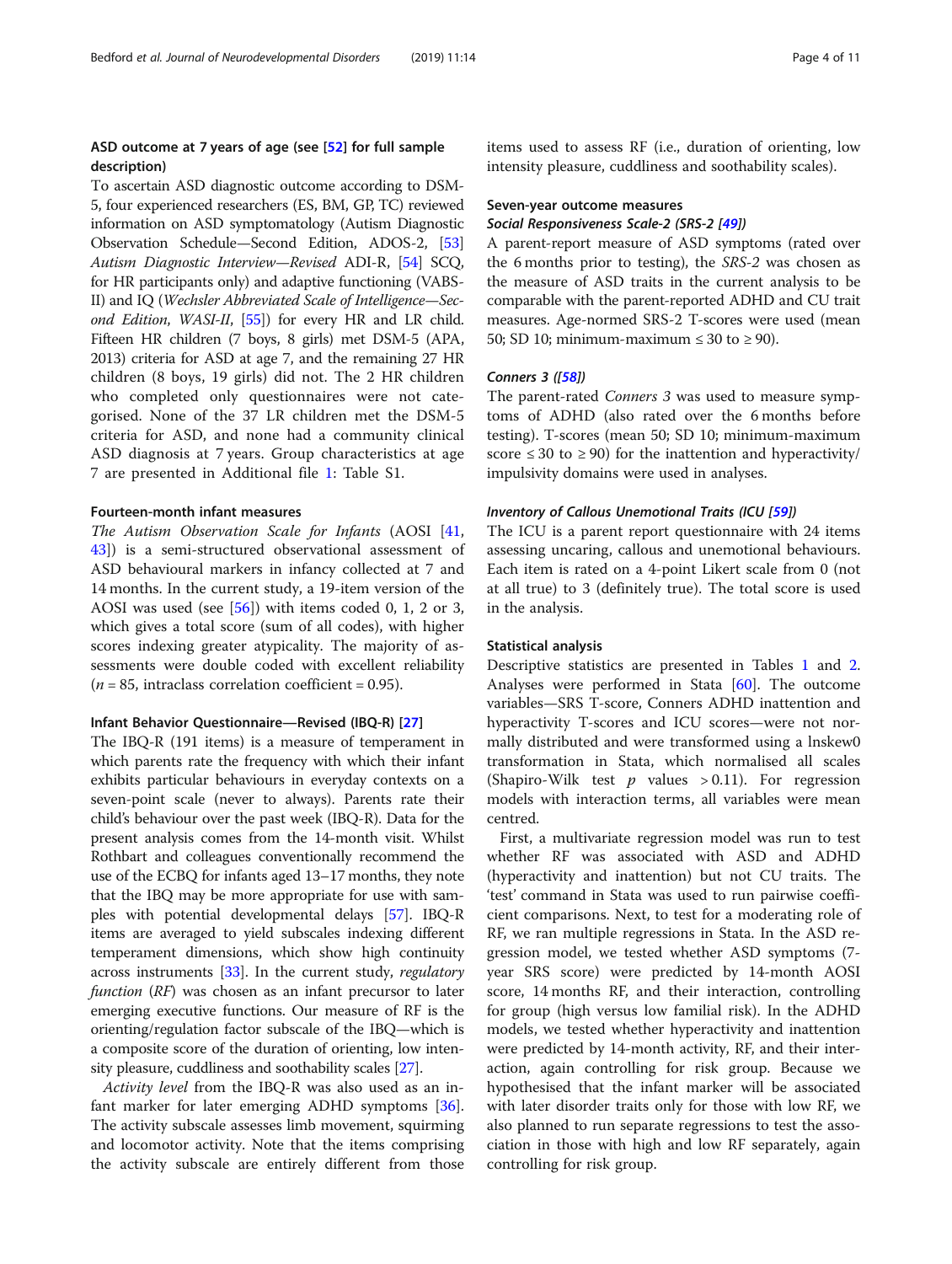### ASD outcome at 7 years of age (see [52] for full sample description)

To ascertain ASD diagnostic outcome according to DSM-5, four experienced researchers (ES, BM, GP, TC) reviewed information on ASD symptomatology (Autism Diagnostic Observation Schedule—Second Edition, ADOS-2, [53] *Autism Diagnostic Interview—Revised* ADI-R, [54] SCQ, for HR participants only) and adaptive functioning (VABS-II) and IQ (*Wechsler Abbreviated Scale of Intelligence—Second Edition, WASI-II*, [55]) for every HR and LR child. Fifteen HR children (7 boys, 8 girls) met DSM-5 (APA, 2013) criteria for ASD at age 7, and the remaining 27 HR children (8 boys, 19 girls) did not. The 2 HR children who completed only questionnaires were not categorised. None of the 37 LR children met the DSM-5 criteria for ASD, and none had a community clinical ASD diagnosis at 7 years. Group characteristics at age 7 are presented in Additional file 1: Table S1.

### Fourteen-month infant measures

*The Autism Observation Scale for Infants* (AOSI [41, 43]) is a semi-structured observational assessment of ASD behavioural markers in infancy collected at 7 and 14 months. In the current study, a 19-item version of the AOSI was used (see [56]) with items coded 0, 1, 2 or 3, which gives a total score (sum of all codes), with higher scores indexing greater atypicality. The majority of assessments were double coded with excellent reliability ($n = 85$, intraclass correlation coefficient = 0.95).

### Infant Behavior Questionnaire—Revised (IBQ-R) [27]

The IBQ-R (191 items) is a measure of temperament in which parents rate the frequency with which their infant exhibits particular behaviours in everyday contexts on a seven-point scale (never to always). Parents rate their child's behaviour over the past week (IBQ-R). Data for the present analysis comes from the 14-month visit. Whilst Rothbart and colleagues conventionally recommend the use of the ECBQ for infants aged 13–17 months, they note that the IBQ may be more appropriate for use with samples with potential developmental delays [57]. IBQ-R items are averaged to yield subscales indexing different temperament dimensions, which show high continuity across instruments [33]. In the current study, *regulatory function* (*RF*) was chosen as an infant precursor to later emerging executive functions. Our measure of RF is the orienting/regulation factor subscale of the IBQ—which is a composite score of the duration of orienting, low intensity pleasure, cuddliness and soothability scales [27].

*Activity level* from the IBQ-R was also used as an infant marker for later emerging ADHD symptoms [36]. The activity subscale assesses limb movement, squirming and locomotor activity. Note that the items comprising the activity subscale are entirely different from those items used to assess RF (i.e., duration of orienting, low intensity pleasure, cuddliness and soothability scales).

### Seven-year outcome measures

#### *Social Responsiveness Scale-2 (SRS-2 [49])*

A parent-report measure of ASD symptoms (rated over the 6 months prior to testing), the *SRS-2* was chosen as the measure of ASD traits in the current analysis to be comparable with the parent-reported ADHD and CU trait measures. Age-normed SRS-2 T-scores were used (mean 50; SD 10; minimum-maximum ≤ 30 to ≥ 90).

#### *Conners 3 ([58])*

The parent-rated *Conners 3* was used to measure symptoms of ADHD (also rated over the 6 months before testing). T-scores (mean 50; SD 10; minimum-maximum score ≤ 30 to ≥ 90) for the inattention and hyperactivity/impulsivity domains were used in analyses.

#### *Inventory of Callous Unemotional Traits (ICU [59])*

The ICU is a parent report questionnaire with 24 items assessing uncaring, callous and unemotional behaviours. Each item is rated on a 4-point Likert scale from 0 (not at all true) to 3 (definitely true). The total score is used in the analysis.

### Statistical analysis

Descriptive statistics are presented in Tables 1 and 2. Analyses were performed in Stata [60]. The outcome variables—SRS T-score, Conners ADHD inattention and hyperactivity T-scores and ICU scores—were not normally distributed and were transformed using a lnskew0 transformation in Stata, which normalised all scales (Shapiro-Wilk test $p$ values > 0.11). For regression models with interaction terms, all variables were mean centred.

First, a multivariate regression model was run to test whether RF was associated with ASD and ADHD (hyperactivity and inattention) but not CU traits. The 'test' command in Stata was used to run pairwise coefficient comparisons. Next, to test for a moderating role of RF, we ran multiple regressions in Stata. In the ASD regression model, we tested whether ASD symptoms (7-year SRS score) were predicted by 14-month AOSI score, 14 months RF, and their interaction, controlling for group (high versus low familial risk). In the ADHD models, we tested whether hyperactivity and inattention were predicted by 14-month activity, RF, and their interaction, again controlling for risk group. Because we hypothesised that the infant marker will be associated with later disorder traits only for those with low RF, we also planned to run separate regressions to test the association in those with high and low RF separately, again controlling for risk group.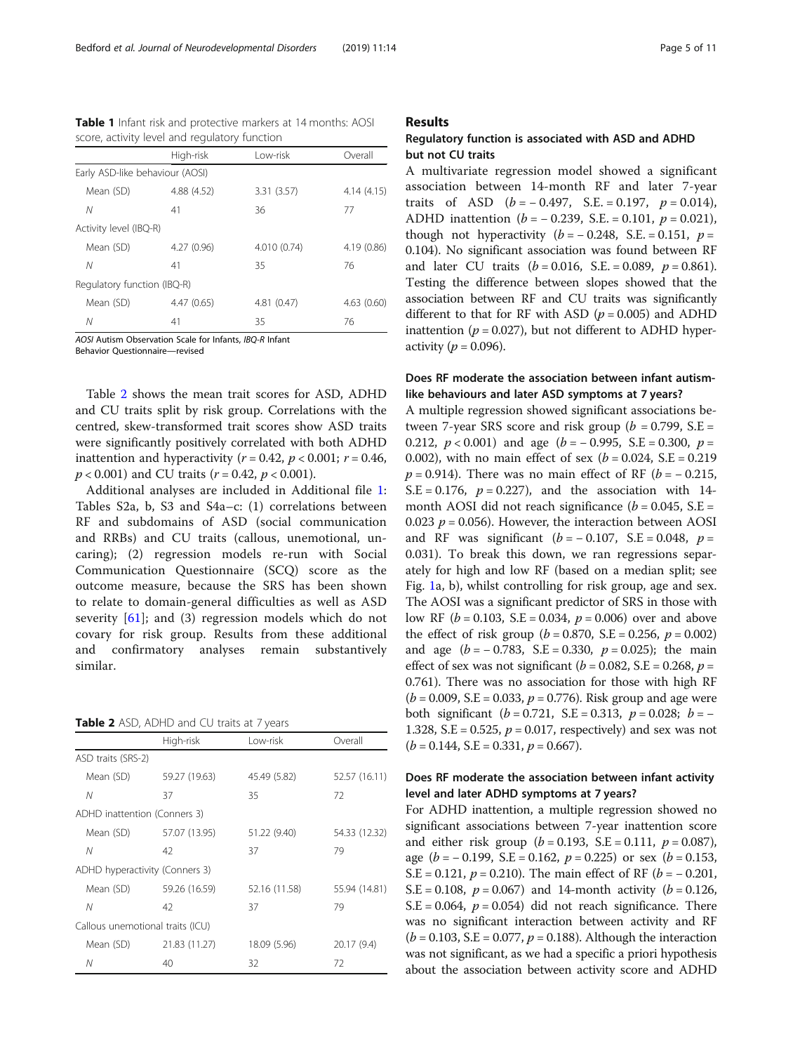**Table 1** Infant risk and protective markers at 14 months: AOSI score, activity level and regulatory function

| | High-risk | Low-risk | Overall |
|---|---|---|---|
| Early ASD-like behaviour (AOSI) | | | |
| Mean (SD) | 4.88 (4.52) | 3.31 (3.57) | 4.14 (4.15) |
| *N* | 41 | 36 | 77 |
| Activity level (IBQ-R) | | | |
| Mean (SD) | 4.27 (0.96) | 4.010 (0.74) | 4.19 (0.86) |
| *N* | 41 | 35 | 76 |
| Regulatory function (IBQ-R) | | | |
| Mean (SD) | 4.47 (0.65) | 4.81 (0.47) | 4.63 (0.60) |
| *N* | 41 | 35 | 76 |

*AOSI* Autism Observation Scale for Infants, *IBQ-R* Infant Behavior Questionnaire—revised

Table 2 shows the mean trait scores for ASD, ADHD and CU traits split by risk group. Correlations with the centred, skew-transformed trait scores show ASD traits were significantly positively correlated with both ADHD inattention and hyperactivity ($r = 0.42$, $p < 0.001$; $r = 0.46$, $p < 0.001$) and CU traits ($r = 0.42$, $p < 0.001$).

Additional analyses are included in Additional file 1: Tables S2a, b, S3 and S4a–c: (1) correlations between RF and subdomains of ASD (social communication and RRBs) and CU traits (callous, unemotional, uncaring); (2) regression models re-run with Social Communication Questionnaire (SCQ) score as the outcome measure, because the SRS has been shown to relate to domain-general difficulties as well as ASD severity [61]; and (3) regression models which do not covary for risk group. Results from these additional and confirmatory analyses remain substantively similar.

**Table 2** ASD, ADHD and CU traits at 7 years

| | High-risk | Low-risk | Overall |
|---|---|---|---|
| ASD traits (SRS-2) | | | |
| Mean (SD) | 59.27 (19.63) | 45.49 (5.82) | 52.57 (16.11) |
| *N* | 37 | 35 | 72 |
| ADHD inattention (Conners 3) | | | |
| Mean (SD) | 57.07 (13.95) | 51.22 (9.40) | 54.33 (12.32) |
| *N* | 42 | 37 | 79 |
| ADHD hyperactivity (Conners 3) | | | |
| Mean (SD) | 59.26 (16.59) | 52.16 (11.58) | 55.94 (14.81) |
| *N* | 42 | 37 | 79 |
| Callous unemotional traits (ICU) | | | |
| Mean (SD) | 21.83 (11.27) | 18.09 (5.96) | 20.17 (9.4) |
| *N* | 40 | 32 | 72 |

## Results

### Regulatory function is associated with ASD and ADHD but not CU traits

A multivariate regression model showed a significant association between 14-month RF and later 7-year traits of ASD ($b = -0.497$, S.E. = 0.197, $p = 0.014$), ADHD inattention ($b = -0.239$, S.E. = 0.101, $p = 0.021$), though not hyperactivity ($b = -0.248$, S.E. = 0.151, $p = 0.104$). No significant association was found between RF and later CU traits ($b = 0.016$, S.E. = 0.089, $p = 0.861$). Testing the difference between slopes showed that the association between RF and CU traits was significantly different to that for RF with ASD ($p = 0.005$) and ADHD inattention ($p = 0.027$), but not different to ADHD hyperactivity ($p = 0.096$).

### Does RF moderate the association between infant autism-like behaviours and later ASD symptoms at 7 years?

A multiple regression showed significant associations between 7-year SRS score and risk group ($b = 0.799$, S.E = 0.212, $p < 0.001$) and age ($b = -0.995$, S.E = 0.300, $p = 0.002$), with no main effect of sex ($b = 0.024$, S.E = 0.219 $p = 0.914$). There was no main effect of RF ($b = -0.215$, S.E = 0.176, $p = 0.227$), and the association with 14-month AOSI did not reach significance ($b = 0.045$, S.E = 0.023 $p = 0.056$). However, the interaction between AOSI and RF was significant ($b = -0.107$, S.E = 0.048, $p = 0.031$). To break this down, we ran regressions separately for high and low RF (based on a median split; see Fig. 1a, b), whilst controlling for risk group, age and sex. The AOSI was a significant predictor of SRS in those with low RF ($b = 0.103$, S.E = 0.034, $p = 0.006$) over and above the effect of risk group ($b = 0.870$, S.E = 0.256, $p = 0.002$) and age ($b = -0.783$, S.E = 0.330, $p = 0.025$); the main effect of sex was not significant ($b = 0.082$, S.E = 0.268, $p = 0.761$). There was no association for those with high RF ($b = 0.009$, S.E = 0.033, $p = 0.776$). Risk group and age were both significant ($b = 0.721$, S.E = 0.313, $p = 0.028$; $b = -1.328$, S.E = 0.525, $p = 0.017$, respectively) and sex was not ($b = 0.144$, S.E = 0.331, $p = 0.667$).

### Does RF moderate the association between infant activity level and later ADHD symptoms at 7 years?

For ADHD inattention, a multiple regression showed no significant associations between 7-year inattention score and either risk group ($b = 0.193$, S.E = 0.111, $p = 0.087$), age ($b = -0.199$, S.E = 0.162, $p = 0.225$) or sex ($b = 0.153$, S.E = 0.121, $p = 0.210$). The main effect of RF ($b = -0.201$, S.E = 0.108, $p = 0.067$) and 14-month activity ($b = 0.126$, S.E = 0.064, $p = 0.054$) did not reach significance. There was no significant interaction between activity and RF ($b = 0.103$, S.E = 0.077, $p = 0.188$). Although the interaction was not significant, as we had a specific a priori hypothesis about the association between activity score and ADHD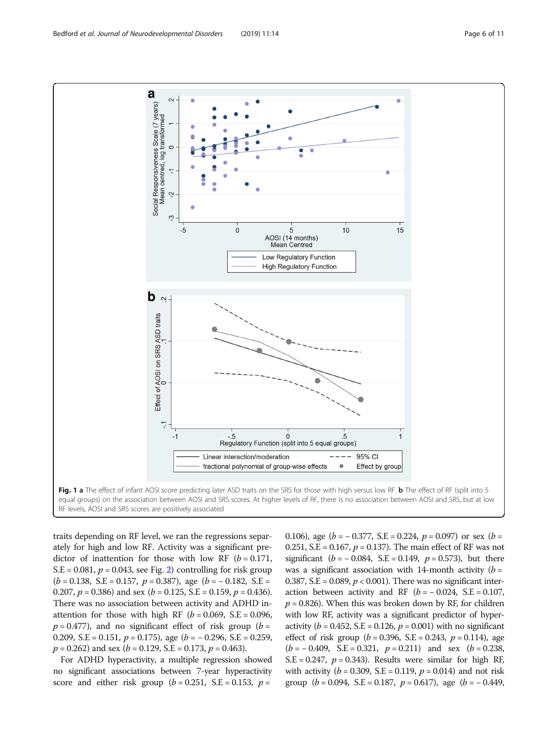**Fig. 1 a** The effect of infant AOSI score predicting later ASD traits on the SRS for those with high versus low RF. **b** The effect of RF (split into 5 equal groups) on the association between AOSI and SRS scores. At higher levels of RF, there is no association between AOSI and SRS, but at low RF levels, AOSI and SRS scores are positively associated

traits depending on RF level, we ran the regressions separately for high and low RF. Activity was a significant predictor of inattention for those with low RF ($b = 0.171$, S.E = 0.081, $p = 0.043$, see Fig. 2) controlling for risk group ($b = 0.138$, S.E = 0.157, $p = 0.387$), age ($b = -0.182$, S.E = 0.207, $p = 0.386$) and sex ($b = 0.125$, S.E = 0.159, $p = 0.436$). There was no association between activity and ADHD inattention for those with high RF ($b = 0.069$, S.E = 0.096, $p = 0.477$), and no significant effect of risk group ($b = 0.209$, S.E = 0.151, $p = 0.175$), age ($b = -0.296$, S.E = 0.259, $p = 0.262$) and sex ($b = 0.129$, S.E = 0.173, $p = 0.463$).

For ADHD hyperactivity, a multiple regression showed no significant associations between 7-year hyperactivity score and either risk group ($b = 0.251$, S.E = 0.153, $p = 0.106$), age ($b = -0.377$, S.E = 0.224, $p = 0.097$) or sex ($b = 0.251$, S.E = 0.167, $p = 0.137$). The main effect of RF was not significant ($b = -0.084$, S.E = 0.149, $p = 0.573$), but there was a significant association with 14-month activity ($b = 0.387$, S.E = 0.089, $p < 0.001$). There was no significant interaction between activity and RF ($b = -0.024$, S.E = 0.107, $p = 0.826$). When this was broken down by RF, for children with low RF, activity was a significant predictor of hyperactivity ($b = 0.452$, S.E = 0.126, $p = 0.001$) with no significant effect of risk group ($b = 0.396$, S.E = 0.243, $p = 0.114$), age ($b = -0.409$, S.E = 0.321, $p = 0.211$) and sex ($b = 0.238$, S.E = 0.247, $p = 0.343$). Results were similar for high RF, with activity ($b = 0.309$, S.E = 0.119, $p = 0.014$) and not risk group ($b = 0.094$, S.E = 0.187, $p = 0.617$), age ($b = -0.449$,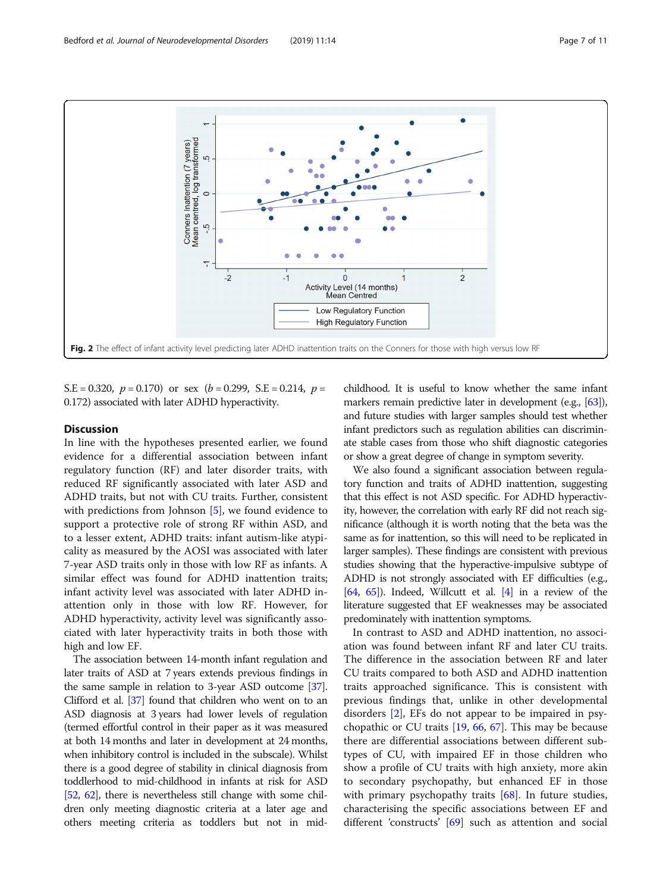Fig. 2 The effect of infant activity level predicting later ADHD inattention traits on the Conners for those with high versus low RF

S.E = 0.320, $p = 0.170$) or sex ($b = 0.299$, S.E = 0.214, $p = 0.172$) associated with later ADHD hyperactivity.

## Discussion

In line with the hypotheses presented earlier, we found evidence for a differential association between infant regulatory function (RF) and later disorder traits, with reduced RF significantly associated with later ASD and ADHD traits, but not with CU traits. Further, consistent with predictions from Johnson [5], we found evidence to support a protective role of strong RF within ASD, and to a lesser extent, ADHD traits: infant autism-like atypicality as measured by the AOSI was associated with later 7-year ASD traits only in those with low RF as infants. A similar effect was found for ADHD inattention traits; infant activity level was associated with later ADHD inattention only in those with low RF. However, for ADHD hyperactivity, activity level was significantly associated with later hyperactivity traits in both those with high and low EF.

The association between 14-month infant regulation and later traits of ASD at 7 years extends previous findings in the same sample in relation to 3-year ASD outcome [37]. Clifford et al. [37] found that children who went on to an ASD diagnosis at 3 years had lower levels of regulation (termed effortful control in their paper as it was measured at both 14 months and later in development at 24 months, when inhibitory control is included in the subscale). Whilst there is a good degree of stability in clinical diagnosis from toddlerhood to mid-childhood in infants at risk for ASD [52, 62], there is nevertheless still change with some children only meeting diagnostic criteria at a later age and others meeting criteria as toddlers but not in mid-childhood. It is useful to know whether the same infant markers remain predictive later in development (e.g., [63]), and future studies with larger samples should test whether infant predictors such as regulation abilities can discriminate stable cases from those who shift diagnostic categories or show a great degree of change in symptom severity.

We also found a significant association between regulatory function and traits of ADHD inattention, suggesting that this effect is not ASD specific. For ADHD hyperactivity, however, the correlation with early RF did not reach significance (although it is worth noting that the beta was the same as for inattention, so this will need to be replicated in larger samples). These findings are consistent with previous studies showing that the hyperactive-impulsive subtype of ADHD is not strongly associated with EF difficulties (e.g., [64, 65]). Indeed, Willcutt et al. [4] in a review of the literature suggested that EF weaknesses may be associated predominately with inattention symptoms.

In contrast to ASD and ADHD inattention, no association was found between infant RF and later CU traits. The difference in the association between RF and later CU traits compared to both ASD and ADHD inattention traits approached significance. This is consistent with previous findings that, unlike in other developmental disorders [2], EFs do not appear to be impaired in psychopathic or CU traits [19, 66, 67]. This may be because there are differential associations between different subtypes of CU, with impaired EF in those children who show a profile of CU traits with high anxiety, more akin to secondary psychopathy, but enhanced EF in those with primary psychopathy traits [68]. In future studies, characterising the specific associations between EF and different 'constructs' [69] such as attention and social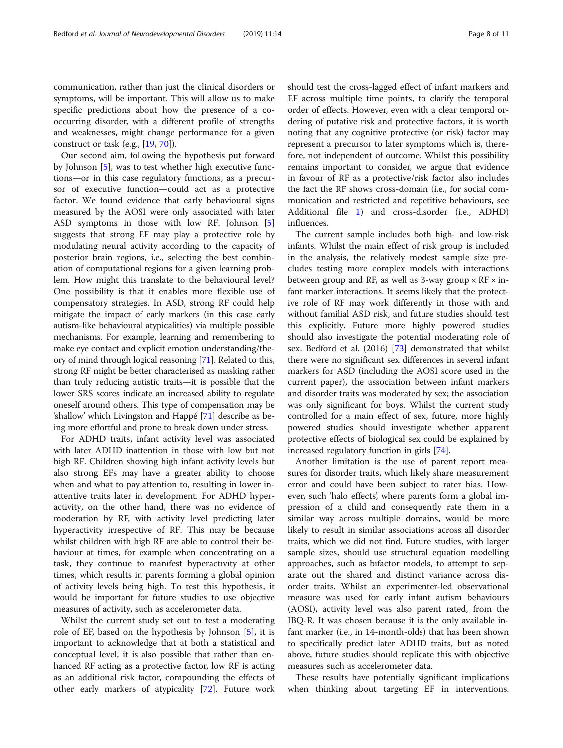communication, rather than just the clinical disorders or symptoms, will be important. This will allow us to make specific predictions about how the presence of a co-occurring disorder, with a different profile of strengths and weaknesses, might change performance for a given construct or task (e.g., [19, 70]).

Our second aim, following the hypothesis put forward by Johnson [5], was to test whether high executive functions—or in this case regulatory functions, as a precursor of executive function—could act as a protective factor. We found evidence that early behavioural signs measured by the AOSI were only associated with later ASD symptoms in those with low RF. Johnson [5] suggests that strong EF may play a protective role by modulating neural activity according to the capacity of posterior brain regions, i.e., selecting the best combination of computational regions for a given learning problem. How might this translate to the behavioural level? One possibility is that it enables more flexible use of compensatory strategies. In ASD, strong RF could help mitigate the impact of early markers (in this case early autism-like behavioural atypicalities) via multiple possible mechanisms. For example, learning and remembering to make eye contact and explicit emotion understanding/theory of mind through logical reasoning [71]. Related to this, strong RF might be better characterised as masking rather than truly reducing autistic traits—it is possible that the lower SRS scores indicate an increased ability to regulate oneself around others. This type of compensation may be 'shallow' which Livingston and Happé [71] describe as being more effortful and prone to break down under stress.

For ADHD traits, infant activity level was associated with later ADHD inattention in those with low but not high RF. Children showing high infant activity levels but also strong EFs may have a greater ability to choose when and what to pay attention to, resulting in lower inattentive traits later in development. For ADHD hyperactivity, on the other hand, there was no evidence of moderation by RF, with activity level predicting later hyperactivity irrespective of RF. This may be because whilst children with high RF are able to control their behaviour at times, for example when concentrating on a task, they continue to manifest hyperactivity at other times, which results in parents forming a global opinion of activity levels being high. To test this hypothesis, it would be important for future studies to use objective measures of activity, such as accelerometer data.

Whilst the current study set out to test a moderating role of EF, based on the hypothesis by Johnson [5], it is important to acknowledge that at both a statistical and conceptual level, it is also possible that rather than enhanced RF acting as a protective factor, low RF is acting as an additional risk factor, compounding the effects of other early markers of atypicality [72]. Future work should test the cross-lagged effect of infant markers and EF across multiple time points, to clarify the temporal order of effects. However, even with a clear temporal ordering of putative risk and protective factors, it is worth noting that any cognitive protective (or risk) factor may represent a precursor to later symptoms which is, therefore, not independent of outcome. Whilst this possibility remains important to consider, we argue that evidence in favour of RF as a protective/risk factor also includes the fact the RF shows cross-domain (i.e., for social communication and restricted and repetitive behaviours, see Additional file 1) and cross-disorder (i.e., ADHD) influences.

The current sample includes both high- and low-risk infants. Whilst the main effect of risk group is included in the analysis, the relatively modest sample size precludes testing more complex models with interactions between group and RF, as well as 3-way group × RF × infant marker interactions. It seems likely that the protective role of RF may work differently in those with and without familial ASD risk, and future studies should test this explicitly. Future more highly powered studies should also investigate the potential moderating role of sex. Bedford et al. (2016) [73] demonstrated that whilst there were no significant sex differences in several infant markers for ASD (including the AOSI score used in the current paper), the association between infant markers and disorder traits was moderated by sex; the association was only significant for boys. Whilst the current study controlled for a main effect of sex, future, more highly powered studies should investigate whether apparent protective effects of biological sex could be explained by increased regulatory function in girls [74].

Another limitation is the use of parent report measures for disorder traits, which likely share measurement error and could have been subject to rater bias. However, such 'halo effects', where parents form a global impression of a child and consequently rate them in a similar way across multiple domains, would be more likely to result in similar associations across all disorder traits, which we did not find. Future studies, with larger sample sizes, should use structural equation modelling approaches, such as bifactor models, to attempt to separate out the shared and distinct variance across disorder traits. Whilst an experimenter-led observational measure was used for early infant autism behaviours (AOSI), activity level was also parent rated, from the IBQ-R. It was chosen because it is the only available infant marker (i.e., in 14-month-olds) that has been shown to specifically predict later ADHD traits, but as noted above, future studies should replicate this with objective measures such as accelerometer data.

These results have potentially significant implications when thinking about targeting EF in interventions.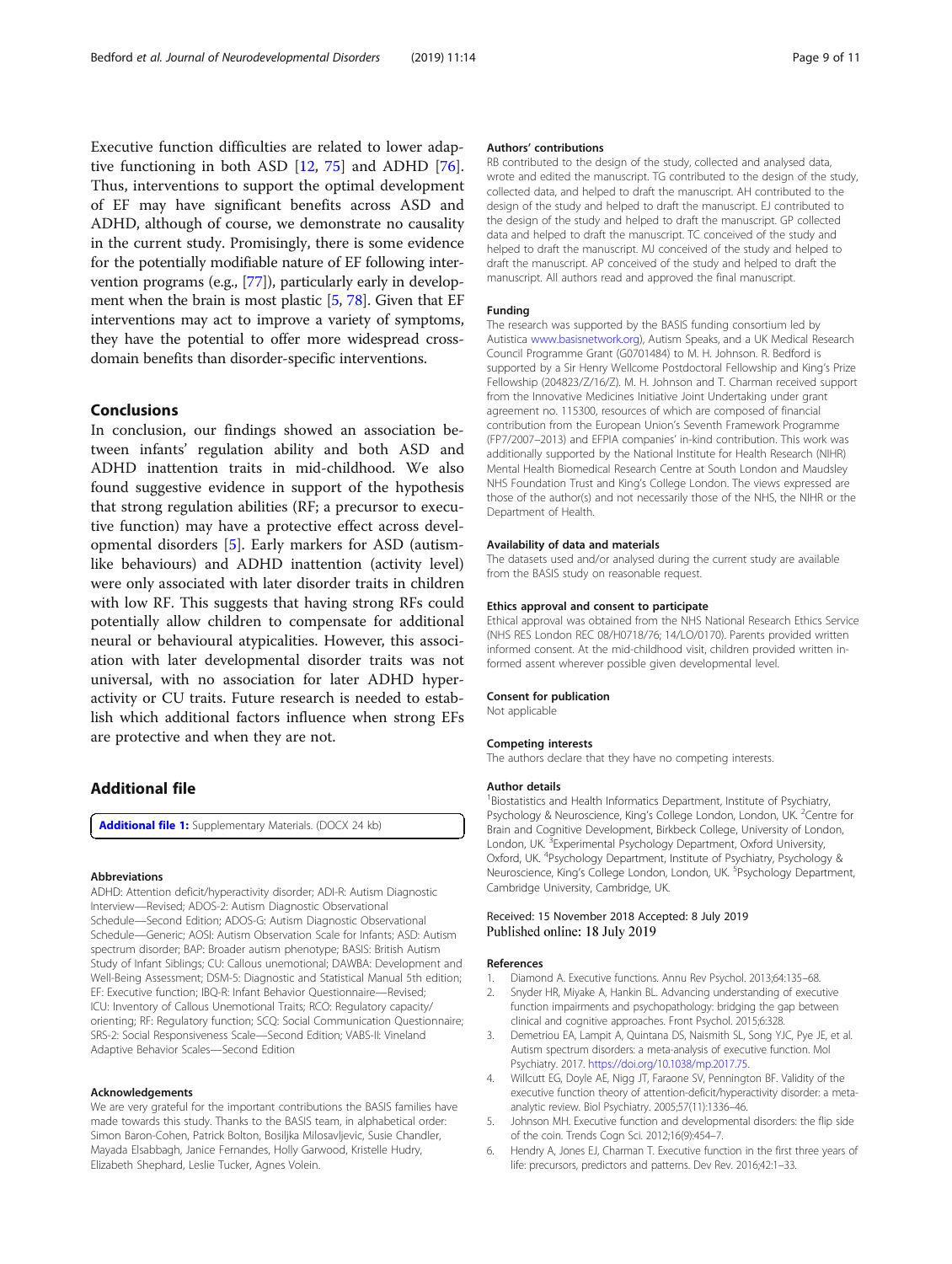Executive function difficulties are related to lower adaptive functioning in both ASD [12, 75] and ADHD [76]. Thus, interventions to support the optimal development of EF may have significant benefits across ASD and ADHD, although of course, we demonstrate no causality in the current study. Promisingly, there is some evidence for the potentially modifiable nature of EF following intervention programs (e.g., [77]), particularly early in development when the brain is most plastic [5, 78]. Given that EF interventions may act to improve a variety of symptoms, they have the potential to offer more widespread cross-domain benefits than disorder-specific interventions.

## Conclusions

In conclusion, our findings showed an association between infants' regulation ability and both ASD and ADHD inattention traits in mid-childhood. We also found suggestive evidence in support of the hypothesis that strong regulation abilities (RF; a precursor to executive function) may have a protective effect across developmental disorders [5]. Early markers for ASD (autism-like behaviours) and ADHD inattention (activity level) were only associated with later disorder traits in children with low RF. This suggests that having strong RFs could potentially allow children to compensate for additional neural or behavioural atypicalities. However, this association with later developmental disorder traits was not universal, with no association for later ADHD hyperactivity or CU traits. Future research is needed to establish which additional factors influence when strong EFs are protective and when they are not.

## Additional file

**Additional file 1:** Supplementary Materials. (DOCX 24 kb)

### Abbreviations

ADHD: Attention deficit/hyperactivity disorder; ADI-R: Autism Diagnostic Interview—Revised; ADOS-2: Autism Diagnostic Observational Schedule—Second Edition; ADOS-G: Autism Diagnostic Observational Schedule—Generic; AOSI: Autism Observation Scale for Infants; ASD: Autism spectrum disorder; BAP: Broader autism phenotype; BASIS: British Autism Study of Infant Siblings; CU: Callous unemotional; DAWBA: Development and Well-Being Assessment; DSM-5: Diagnostic and Statistical Manual 5th edition; EF: Executive function; IBQ-R: Infant Behavior Questionnaire—Revised; ICU: Inventory of Callous Unemotional Traits; RCO: Regulatory capacity/orienting; RF: Regulatory function; SCQ: Social Communication Questionnaire; SRS-2: Social Responsiveness Scale—Second Edition; VABS-II: Vineland Adaptive Behavior Scales—Second Edition

### Acknowledgements

We are very grateful for the important contributions the BASIS families have made towards this study. Thanks to the BASIS team, in alphabetical order: Simon Baron-Cohen, Patrick Bolton, Bosiljka Milosavljevic, Susie Chandler, Mayada Elsabbagh, Janice Fernandes, Holly Garwood, Kristelle Hudry, Elizabeth Shephard, Leslie Tucker, Agnes Volein.

### Authors' contributions

RB contributed to the design of the study, collected and analysed data, wrote and edited the manuscript. TG contributed to the design of the study, collected data, and helped to draft the manuscript. AH contributed to the design of the study and helped to draft the manuscript. EJ contributed to the design of the study and helped to draft the manuscript. GP collected data and helped to draft the manuscript. TC conceived of the study and helped to draft the manuscript. MJ conceived of the study and helped to draft the manuscript. AP conceived of the study and helped to draft the manuscript. All authors read and approved the final manuscript.

### Funding

The research was supported by the BASIS funding consortium led by Autistica www.basisnetwork.org), Autism Speaks, and a UK Medical Research Council Programme Grant (G0701484) to M. H. Johnson. R. Bedford is supported by a Sir Henry Wellcome Postdoctoral Fellowship and King's Prize Fellowship (204823/Z/16/Z). M. H. Johnson and T. Charman received support from the Innovative Medicines Initiative Joint Undertaking under grant agreement no. 115300, resources of which are composed of financial contribution from the European Union's Seventh Framework Programme (FP7/2007–2013) and EFPIA companies' in-kind contribution. This work was additionally supported by the National Institute for Health Research (NIHR) Mental Health Biomedical Research Centre at South London and Maudsley NHS Foundation Trust and King's College London. The views expressed are those of the author(s) and not necessarily those of the NHS, the NIHR or the Department of Health.

### Availability of data and materials

The datasets used and/or analysed during the current study are available from the BASIS study on reasonable request.

### Ethics approval and consent to participate

Ethical approval was obtained from the NHS National Research Ethics Service (NHS RES London REC 08/H0718/76; 14/LO/0170). Parents provided written informed consent. At the mid-childhood visit, children provided written informed assent wherever possible given developmental level.

### Consent for publication

Not applicable

### Competing interests

The authors declare that they have no competing interests.

### Author details

[1]Biostatistics and Health Informatics Department, Institute of Psychiatry, Psychology & Neuroscience, King's College London, London, UK. [2]Centre for Brain and Cognitive Development, Birkbeck College, University of London, London, UK. [3]Experimental Psychology Department, Oxford University, Oxford, UK. [4]Psychology Department, Institute of Psychiatry, Psychology & Neuroscience, King's College London, London, UK. [5]Psychology Department, Cambridge University, Cambridge, UK.

Received: 15 November 2018 Accepted: 8 July 2019
Published online: 18 July 2019

### References

1. Diamond A. Executive functions. Annu Rev Psychol. 2013;64:135–68.
2. Snyder HR, Miyake A, Hankin BL. Advancing understanding of executive function impairments and psychopathology: bridging the gap between clinical and cognitive approaches. Front Psychol. 2015;6:328.
3. Demetriou EA, Lampit A, Quintana DS, Naismith SL, Song YJC, Pye JE, et al. Autism spectrum disorders: a meta-analysis of executive function. Mol Psychiatry. 2017. https://doi.org/10.1038/mp.2017.75.
4. Willcutt EG, Doyle AE, Nigg JT, Faraone SV, Pennington BF. Validity of the executive function theory of attention-deficit/hyperactivity disorder: a meta-analytic review. Biol Psychiatry. 2005;57(11):1336–46.
5. Johnson MH. Executive function and developmental disorders: the flip side of the coin. Trends Cogn Sci. 2012;16(9):454–7.
6. Hendry A, Jones EJ, Charman T. Executive function in the first three years of life: precursors, predictors and patterns. Dev Rev. 2016;42:1–33.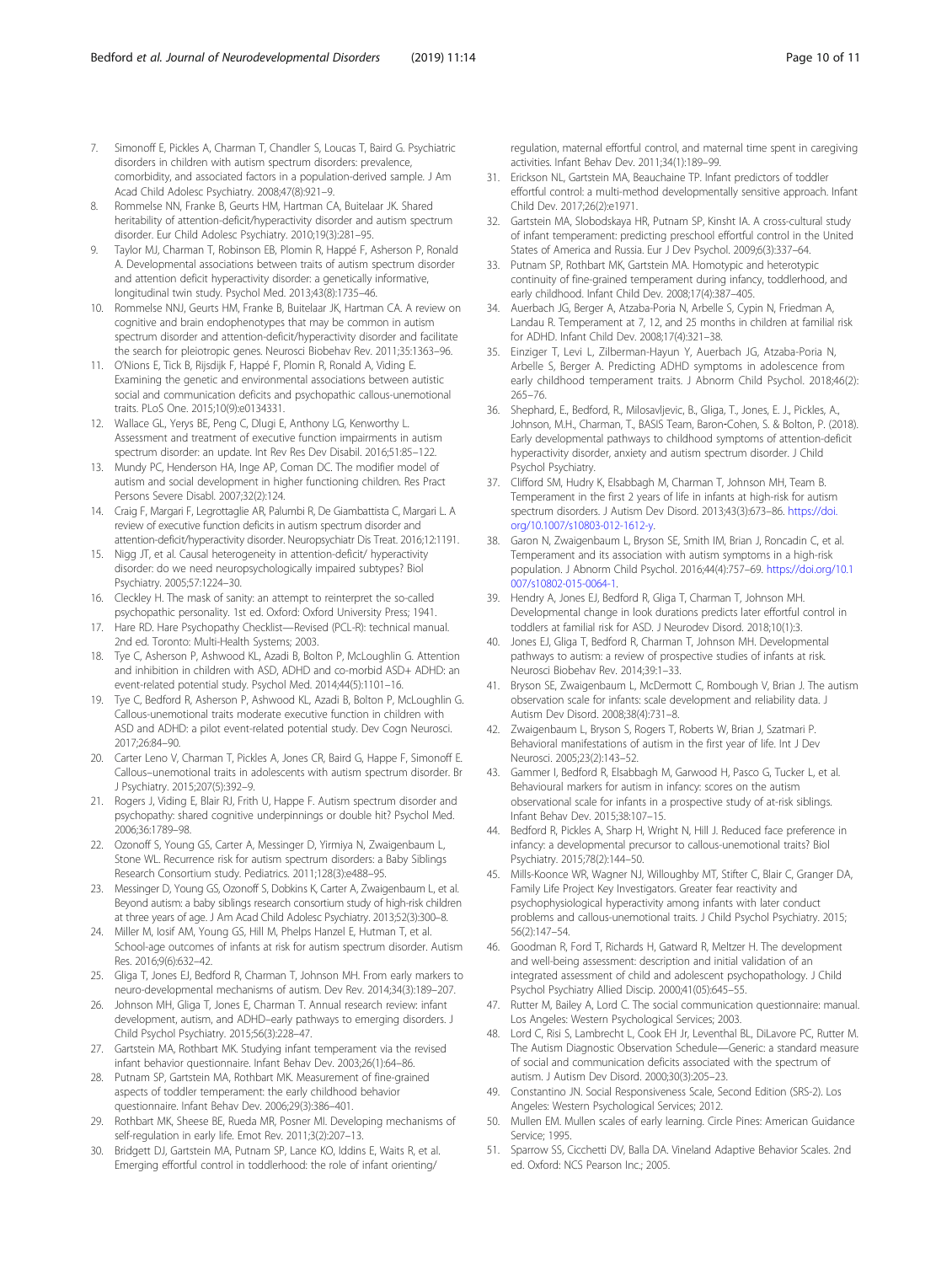7. Simonoff E, Pickles A, Charman T, Chandler S, Loucas T, Baird G. Psychiatric disorders in children with autism spectrum disorders: prevalence, comorbidity, and associated factors in a population-derived sample. J Am Acad Child Adolesc Psychiatry. 2008;47(8):921–9.
8. Rommelse NN, Franke B, Geurts HM, Hartman CA, Buitelaar JK. Shared heritability of attention-deficit/hyperactivity disorder and autism spectrum disorder. Eur Child Adolesc Psychiatry. 2010;19(3):281–95.
9. Taylor MJ, Charman T, Robinson EB, Plomin R, Happé F, Asherson P, Ronald A. Developmental associations between traits of autism spectrum disorder and attention deficit hyperactivity disorder: a genetically informative, longitudinal twin study. Psychol Med. 2013;43(8):1735–46.
10. Rommelse NNJ, Geurts HM, Franke B, Buitelaar JK, Hartman CA. A review on cognitive and brain endophenotypes that may be common in autism spectrum disorder and attention-deficit/hyperactivity disorder and facilitate the search for pleiotropic genes. Neurosci Biobehav Rev. 2011;35:1363–96.
11. O'Nions E, Tick B, Rijsdijk F, Happé F, Plomin R, Ronald A, Viding E. Examining the genetic and environmental associations between autistic social and communication deficits and psychopathic callous-unemotional traits. PLoS One. 2015;10(9):e0134331.
12. Wallace GL, Yerys BE, Peng C, Dlugi E, Anthony LG, Kenworthy L. Assessment and treatment of executive function impairments in autism spectrum disorder: an update. Int Rev Res Dev Disabil. 2016;51:85–122.
13. Mundy PC, Henderson HA, Inge AP, Coman DC. The modifier model of autism and social development in higher functioning children. Res Pract Persons Severe Disabl. 2007;32(2):124.
14. Craig F, Margari F, Legrottaglie AR, Palumbi R, De Giambattista C, Margari L. A review of executive function deficits in autism spectrum disorder and attention-deficit/hyperactivity disorder. Neuropsychiatr Dis Treat. 2016;12:1191.
15. Nigg JT, et al. Causal heterogeneity in attention-deficit/ hyperactivity disorder: do we need neuropsychologically impaired subtypes? Biol Psychiatry. 2005;57:1224–30.
16. Cleckley H. The mask of sanity: an attempt to reinterpret the so-called psychopathic personality. 1st ed. Oxford: Oxford University Press; 1941.
17. Hare RD. Hare Psychopathy Checklist—Revised (PCL-R): technical manual. 2nd ed. Toronto: Multi-Health Systems; 2003.
18. Tye C, Asherson P, Ashwood KL, Azadi B, Bolton P, McLoughlin G. Attention and inhibition in children with ASD, ADHD and co-morbid ASD+ ADHD: an event-related potential study. Psychol Med. 2014;44(5):1101–16.
19. Tye C, Bedford R, Asherson P, Ashwood KL, Azadi B, Bolton P, McLoughlin G. Callous-unemotional traits moderate executive function in children with ASD and ADHD: a pilot event-related potential study. Dev Cogn Neurosci. 2017;26:84–90.
20. Carter Leno V, Charman T, Pickles A, Jones CR, Baird G, Happe F, Simonoff E. Callous–unemotional traits in adolescents with autism spectrum disorder. Br J Psychiatry. 2015;207(5):392–9.
21. Rogers J, Viding E, Blair RJ, Frith U, Happe F. Autism spectrum disorder and psychopathy: shared cognitive underpinnings or double hit? Psychol Med. 2006;36:1789–98.
22. Ozonoff S, Young GS, Carter A, Messinger D, Yirmiya N, Zwaigenbaum L, Stone WL. Recurrence risk for autism spectrum disorders: a Baby Siblings Research Consortium study. Pediatrics. 2011;128(3):e488–95.
23. Messinger D, Young GS, Ozonoff S, Dobkins K, Carter A, Zwaigenbaum L, et al. Beyond autism: a baby siblings research consortium study of high-risk children at three years of age. J Am Acad Child Adolesc Psychiatry. 2013;52(3):300–8.
24. Miller M, Iosif AM, Young GS, Hill M, Phelps Hanzel E, Hutman T, et al. School-age outcomes of infants at risk for autism spectrum disorder. Autism Res. 2016;9(6):632–42.
25. Gliga T, Jones EJ, Bedford R, Charman T, Johnson MH. From early markers to neuro-developmental mechanisms of autism. Dev Rev. 2014;34(3):189–207.
26. Johnson MH, Gliga T, Jones E, Charman T. Annual research review: infant development, autism, and ADHD–early pathways to emerging disorders. J Child Psychol Psychiatry. 2015;56(3):228–47.
27. Gartstein MA, Rothbart MK. Studying infant temperament via the revised infant behavior questionnaire. Infant Behav Dev. 2003;26(1):64–86.
28. Putnam SP, Gartstein MA, Rothbart MK. Measurement of fine-grained aspects of toddler temperament: the early childhood behavior questionnaire. Infant Behav Dev. 2006;29(3):386–401.
29. Rothbart MK, Sheese BE, Rueda MR, Posner MI. Developing mechanisms of self-regulation in early life. Emot Rev. 2011;3(2):207–13.
30. Bridgett DJ, Gartstein MA, Putnam SP, Lance KO, Iddins E, Waits R, et al. Emerging effortful control in toddlerhood: the role of infant orienting/regulation, maternal effortful control, and maternal time spent in caregiving activities. Infant Behav Dev. 2011;34(1):189–99.
31. Erickson NL, Gartstein MA, Beauchaine TP. Infant predictors of toddler effortful control: a multi-method developmentally sensitive approach. Infant Child Dev. 2017;26(2):e1971.
32. Gartstein MA, Slobodskaya HR, Putnam SP, Kinsht IA. A cross-cultural study of infant temperament: predicting preschool effortful control in the United States of America and Russia. Eur J Dev Psychol. 2009;6(3):337–64.
33. Putnam SP, Rothbart MK, Gartstein MA. Homotypic and heterotypic continuity of fine-grained temperament during infancy, toddlerhood, and early childhood. Infant Child Dev. 2008;17(4):387–405.
34. Auerbach JG, Berger A, Atzaba-Poria N, Arbelle S, Cypin N, Friedman A, Landau R. Temperament at 7, 12, and 25 months in children at familial risk for ADHD. Infant Child Dev. 2008;17(4):321–38.
35. Einziger T, Levi L, Zilberman-Hayun Y, Auerbach JG, Atzaba-Poria N, Arbelle S, Berger A. Predicting ADHD symptoms in adolescence from early childhood temperament traits. J Abnorm Child Psychol. 2018;46(2):265–76.
36. Shephard, E., Bedford, R., Milosavljevic, B., Gliga, T., Jones, E. J., Pickles, A., Johnson, M.H., Charman, T., BASIS Team, Baron-Cohen, S. & Bolton, P. (2018). Early developmental pathways to childhood symptoms of attention-deficit hyperactivity disorder, anxiety and autism spectrum disorder. J Child Psychol Psychiatry.
37. Clifford SM, Hudry K, Elsabbagh M, Charman T, Johnson MH, Team B. Temperament in the first 2 years of life in infants at high-risk for autism spectrum disorders. J Autism Dev Disord. 2013;43(3):673–86. https://doi.org/10.1007/s10803-012-1612-y.
38. Garon N, Zwaigenbaum L, Bryson SE, Smith IM, Brian J, Roncadin C, et al. Temperament and its association with autism symptoms in a high-risk population. J Abnorm Child Psychol. 2016;44(4):757–69. https://doi.org/10.1007/s10802-015-0064-1.
39. Hendry A, Jones EJ, Bedford R, Gliga T, Charman T, Johnson MH. Developmental change in look durations predicts later effortful control in toddlers at familial risk for ASD. J Neurodev Disord. 2018;10(1):3.
40. Jones EJ, Gliga T, Bedford R, Charman T, Johnson MH. Developmental pathways to autism: a review of prospective studies of infants at risk. Neurosci Biobehav Rev. 2014;39:1–33.
41. Bryson SE, Zwaigenbaum L, McDermott C, Rombough V, Brian J. The autism observation scale for infants: scale development and reliability data. J Autism Dev Disord. 2008;38(4):731–8.
42. Zwaigenbaum L, Bryson S, Rogers T, Roberts W, Brian J, Szatmari P. Behavioral manifestations of autism in the first year of life. Int J Dev Neurosci. 2005;23(2):143–52.
43. Gammer I, Bedford R, Elsabbagh M, Garwood H, Pasco G, Tucker L, et al. Behavioural markers for autism in infancy: scores on the autism observational scale for infants in a prospective study of at-risk siblings. Infant Behav Dev. 2015;38:107–15.
44. Bedford R, Pickles A, Sharp H, Wright N, Hill J. Reduced face preference in infancy: a developmental precursor to callous-unemotional traits? Biol Psychiatry. 2015;78(2):144–50.
45. Mills-Koonce WR, Wagner NJ, Willoughby MT, Stifter C, Blair C, Granger DA, Family Life Project Key Investigators. Greater fear reactivity and psychophysiological hyperactivity among infants with later conduct problems and callous-unemotional traits. J Child Psychol Psychiatry. 2015;56(2):147–54.
46. Goodman R, Ford T, Richards H, Gatward R, Meltzer H. The development and well-being assessment: description and initial validation of an integrated assessment of child and adolescent psychopathology. J Child Psychol Psychiatry Allied Discip. 2000;41(05):645–55.
47. Rutter M, Bailey A, Lord C. The social communication questionnaire: manual. Los Angeles: Western Psychological Services; 2003.
48. Lord C, Risi S, Lambrecht L, Cook EH Jr, Leventhal BL, DiLavore PC, Rutter M. The Autism Diagnostic Observation Schedule—Generic: a standard measure of social and communication deficits associated with the spectrum of autism. J Autism Dev Disord. 2000;30(3):205–23.
49. Constantino JN. Social Responsiveness Scale, Second Edition (SRS-2). Los Angeles: Western Psychological Services; 2012.
50. Mullen EM. Mullen scales of early learning. Circle Pines: American Guidance Service; 1995.
51. Sparrow SS, Cicchetti DV, Balla DA. Vineland Adaptive Behavior Scales. 2nd ed. Oxford: NCS Pearson Inc.; 2005.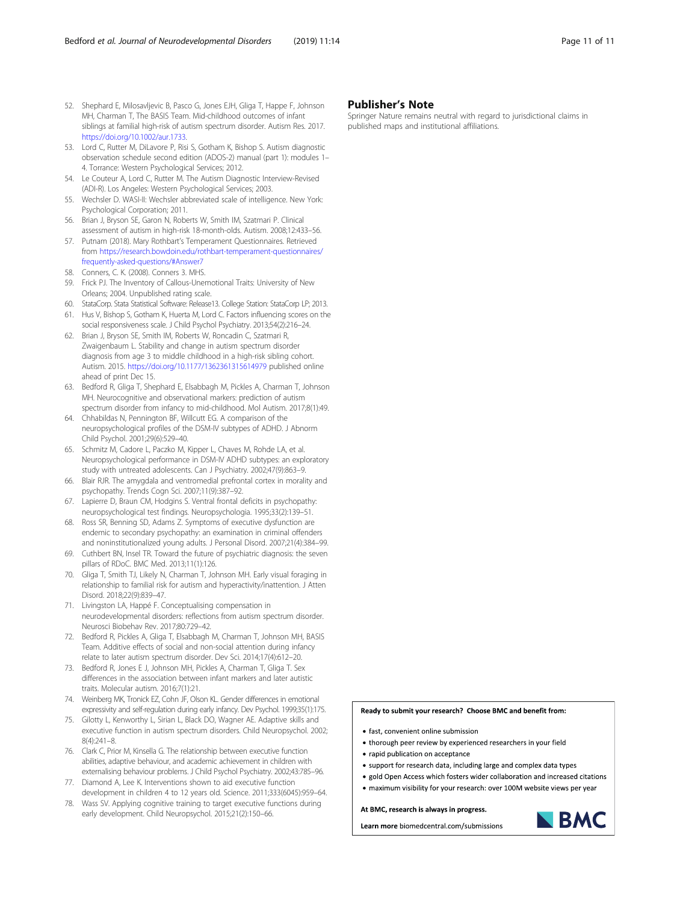52. Shephard E, Milosavljevic B, Pasco G, Jones EJH, Gliga T, Happe F, Johnson MH, Charman T, The BASIS Team. Mid-childhood outcomes of infant siblings at familial high-risk of autism spectrum disorder. Autism Res. 2017. https://doi.org/10.1002/aur.1733.
53. Lord C, Rutter M, DiLavore P, Risi S, Gotham K, Bishop S. Autism diagnostic observation schedule second edition (ADOS-2) manual (part 1): modules 1–4. Torrance: Western Psychological Services; 2012.
54. Le Couteur A, Lord C, Rutter M. The Autism Diagnostic Interview-Revised (ADI-R). Los Angeles: Western Psychological Services; 2003.
55. Wechsler D. WASI-II: Wechsler abbreviated scale of intelligence. New York: Psychological Corporation; 2011.
56. Brian J, Bryson SE, Garon N, Roberts W, Smith IM, Szatmari P. Clinical assessment of autism in high-risk 18-month-olds. Autism. 2008;12:433–56.
57. Putnam (2018). Mary Rothbart's Temperament Questionnaires. Retrieved from https://research.bowdoin.edu/rothbart-temperament-questionnaires/frequently-asked-questions/#Answer7
58. Conners, C. K. (2008). Conners 3. MHS.
59. Frick PJ. The Inventory of Callous-Unemotional Traits: University of New Orleans; 2004. Unpublished rating scale.
60. StataCorp. Stata Statistical Software: Release13. College Station: StataCorp LP; 2013.
61. Hus V, Bishop S, Gotham K, Huerta M, Lord C. Factors influencing scores on the social responsiveness scale. J Child Psychol Psychiatry. 2013;54(2):216–24.
62. Brian J, Bryson SE, Smith IM, Roberts W, Roncadin C, Szatmari R, Zwaigenbaum L. Stability and change in autism spectrum disorder diagnosis from age 3 to middle childhood in a high-risk sibling cohort. Autism. 2015. https://doi.org/10.1177/1362361315614979 published online ahead of print Dec 15.
63. Bedford R, Gliga T, Shephard E, Elsabbagh M, Pickles A, Charman T, Johnson MH. Neurocognitive and observational markers: prediction of autism spectrum disorder from infancy to mid-childhood. Mol Autism. 2017;8(1):49.
64. Chhabildas N, Pennington BF, Willcutt EG. A comparison of the neuropsychological profiles of the DSM-IV subtypes of ADHD. J Abnorm Child Psychol. 2001;29(6):529–40.
65. Schmitz M, Cadore L, Paczko M, Kipper L, Chaves M, Rohde LA, et al. Neuropsychological performance in DSM-IV ADHD subtypes: an exploratory study with untreated adolescents. Can J Psychiatry. 2002;47(9):863–9.
66. Blair RJR. The amygdala and ventromedial prefrontal cortex in morality and psychopathy. Trends Cogn Sci. 2007;11(9):387–92.
67. Lapierre D, Braun CM, Hodgins S. Ventral frontal deficits in psychopathy: neuropsychological test findings. Neuropsychologia. 1995;33(2):139–51.
68. Ross SR, Benning SD, Adams Z. Symptoms of executive dysfunction are endemic to secondary psychopathy: an examination in criminal offenders and noninstitutionalized young adults. J Personal Disord. 2007;21(4):384–99.
69. Cuthbert BN, Insel TR. Toward the future of psychiatric diagnosis: the seven pillars of RDoC. BMC Med. 2013;11(1):126.
70. Gliga T, Smith TJ, Likely N, Charman T, Johnson MH. Early visual foraging in relationship to familial risk for autism and hyperactivity/inattention. J Atten Disord. 2018;22(9):839–47.
71. Livingston LA, Happé F. Conceptualising compensation in neurodevelopmental disorders: reflections from autism spectrum disorder. Neurosci Biobehav Rev. 2017;80:729–42.
72. Bedford R, Pickles A, Gliga T, Elsabbagh M, Charman T, Johnson MH, BASIS Team. Additive effects of social and non-social attention during infancy relate to later autism spectrum disorder. Dev Sci. 2014;17(4):612–20.
73. Bedford R, Jones E J, Johnson MH, Pickles A, Charman T, Gliga T. Sex differences in the association between infant markers and later autistic traits. Molecular autism. 2016;7(1):21.
74. Weinberg MK, Tronick EZ, Cohn JF, Olson KL. Gender differences in emotional expressivity and self-regulation during early infancy. Dev Psychol. 1999;35(1):175.
75. Gilotty L, Kenworthy L, Sirian L, Black DO, Wagner AE. Adaptive skills and executive function in autism spectrum disorders. Child Neuropsychol. 2002;8(4):241–8.
76. Clark C, Prior M, Kinsella G. The relationship between executive function abilities, adaptive behaviour, and academic achievement in children with externalising behaviour problems. J Child Psychol Psychiatry. 2002;43:785–96.
77. Diamond A, Lee K. Interventions shown to aid executive function development in children 4 to 12 years old. Science. 2011;333(6045):959–64.
78. Wass SV. Applying cognitive training to target executive functions during early development. Child Neuropsychol. 2015;21(2):150–66.

## Publisher's Note

Springer Nature remains neutral with regard to jurisdictional claims in published maps and institutional affiliations.

**Ready to submit your research? Choose BMC and benefit from:**

- fast, convenient online submission
- thorough peer review by experienced researchers in your field
- rapid publication on acceptance
- support for research data, including large and complex data types
- gold Open Access which fosters wider collaboration and increased citations
- maximum visibility for your research: over 100M website views per year

**At BMC, research is always in progress.**

**Learn more** biomedcentral.com/submissions

BMC